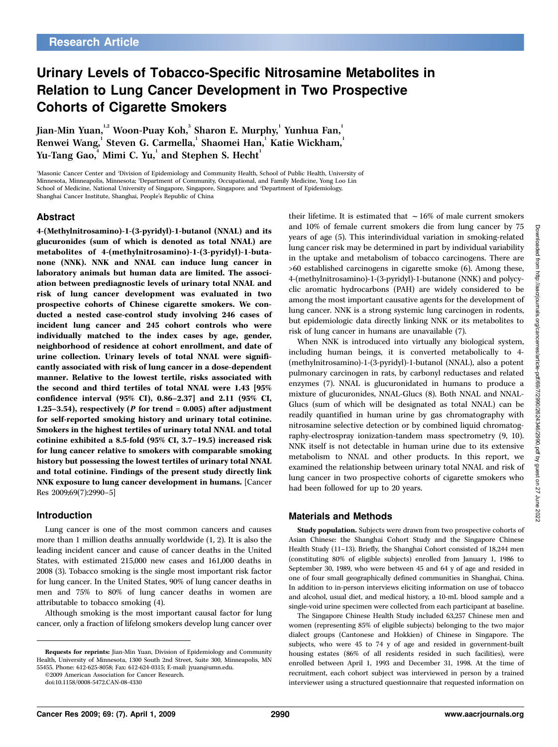Research Article

# Urinary Levels of Tobacco-Specific Nitrosamine Metabolites in Relation to Lung Cancer Development in Two Prospective Cohorts of Cigarette Smokers

Jian-Min Yuan,[1,2] Woon-Puay Koh,[3] Sharon E. Murphy,[1] Yunhua Fan,[1] Renwei Wang,[1] Steven G. Carmella,[1] Shaomei Han,[1] Katie Wickham,[1] Yu-Tang Gao,[4] Mimi C. Yu,[1] and Stephen S. Hecht[1]

[1]Masonic Cancer Center and [2]Division of Epidemiology and Community Health, School of Public Health, University of Minnesota, Minneapolis, Minnesota; [3]Department of Community, Occupational, and Family Medicine, Yong Loo Lin School of Medicine, National University of Singapore, Singapore, Singapore; and [4]Department of Epidemiology, Shanghai Cancer Institute, Shanghai, People's Republic of China

## Abstract

**4-(Methylnitrosamino)-1-(3-pyridyl)-1-butanol (NNAL) and its glucuronides (sum of which is denoted as total NNAL) are metabolites of 4-(methylnitrosamino)-1-(3-pyridyl)-1-butanone (NNK). NNK and NNAL can induce lung cancer in laboratory animals but human data are limited. The association between prediagnostic levels of urinary total NNAL and risk of lung cancer development was evaluated in two prospective cohorts of Chinese cigarette smokers. We conducted a nested case-control study involving 246 cases of incident lung cancer and 245 cohort controls who were individually matched to the index cases by age, gender, neighborhood of residence at cohort enrollment, and date of urine collection. Urinary levels of total NNAL were significantly associated with risk of lung cancer in a dose-dependent manner. Relative to the lowest tertile, risks associated with the second and third tertiles of total NNAL were 1.43 [95% confidence interval (95% CI), 0.86–2.37] and 2.11 (95% CI, 1.25–3.54), respectively (*P* for trend = 0.005) after adjustment for self-reported smoking history and urinary total cotinine. Smokers in the highest tertiles of urinary total NNAL and total cotinine exhibited a 8.5-fold (95% CI, 3.7–19.5) increased risk for lung cancer relative to smokers with comparable smoking history but possessing the lowest tertiles of urinary total NNAL and total cotinine. Findings of the present study directly link NNK exposure to lung cancer development in humans.** [Cancer Res 2009;69(7):2990–5]

## Introduction

Lung cancer is one of the most common cancers and causes more than 1 million deaths annually worldwide (1, 2). It is also the leading incident cancer and cause of cancer deaths in the United States, with estimated 215,000 new cases and 161,000 deaths in 2008 (3). Tobacco smoking is the single most important risk factor for lung cancer. In the United States, 90% of lung cancer deaths in men and 75% to 80% of lung cancer deaths in women are attributable to tobacco smoking (4).

Although smoking is the most important causal factor for lung cancer, only a fraction of lifelong smokers develop lung cancer over their lifetime. It is estimated that ~16% of male current smokers and 10% of female current smokers die from lung cancer by 75 years of age (5). This interindividual variation in smoking-related lung cancer risk may be determined in part by individual variability in the uptake and metabolism of tobacco carcinogens. There are >60 established carcinogens in cigarette smoke (6). Among these, 4-(methylnitrosamino)-1-(3-pyridyl)-1-butanone (NNK) and polycyclic aromatic hydrocarbons (PAH) are widely considered to be among the most important causative agents for the development of lung cancer. NNK is a strong systemic lung carcinogen in rodents, but epidemiologic data directly linking NNK or its metabolites to risk of lung cancer in humans are unavailable (7).

When NNK is introduced into virtually any biological system, including human beings, it is converted metabolically to 4-(methylnitrosamino)-1-(3-pyridyl)-1-butanol (NNAL), also a potent pulmonary carcinogen in rats, by carbonyl reductases and related enzymes (7). NNAL is glucuronidated in humans to produce a mixture of glucuronides, NNAL-Glucs (8). Both NNAL and NNAL-Glucs (sum of which will be designated as total NNAL) can be readily quantified in human urine by gas chromatography with nitrosamine selective detection or by combined liquid chromatography-electrospray ionization-tandem mass spectrometry (9, 10). NNK itself is not detectable in human urine due to its extensive metabolism to NNAL and other products. In this report, we examined the relationship between urinary total NNAL and risk of lung cancer in two prospective cohorts of cigarette smokers who had been followed for up to 20 years.

## Materials and Methods

**Study population.** Subjects were drawn from two prospective cohorts of Asian Chinese: the Shanghai Cohort Study and the Singapore Chinese Health Study (11–13). Briefly, the Shanghai Cohort consisted of 18,244 men (constituting 80% of eligible subjects) enrolled from January 1, 1986 to September 30, 1989, who were between 45 and 64 y of age and resided in one of four small geographically defined communities in Shanghai, China. In addition to in-person interviews eliciting information on use of tobacco and alcohol, usual diet, and medical history, a 10-mL blood sample and a single-void urine specimen were collected from each participant at baseline.

The Singapore Chinese Health Study included 63,257 Chinese men and women (representing 85% of eligible subjects) belonging to the two major dialect groups (Cantonese and Hokkien) of Chinese in Singapore. The subjects, who were 45 to 74 y of age and resided in government-built housing estates (86% of all residents resided in such facilities), were enrolled between April 1, 1993 and December 31, 1998. At the time of recruitment, each cohort subject was interviewed in person by a trained interviewer using a structured questionnaire that requested information on

---

**Requests for reprints:** Jian-Min Yuan, Division of Epidemiology and Community Health, University of Minnesota, 1300 South 2nd Street, Suite 300, Minneapolis, MN 55455. Phone: 612-625-8058; Fax: 612-624-0315; E-mail: jyuan@umn.edu.

©2009 American Association for Cancer Research.

doi:10.1158/0008-5472.CAN-08-4330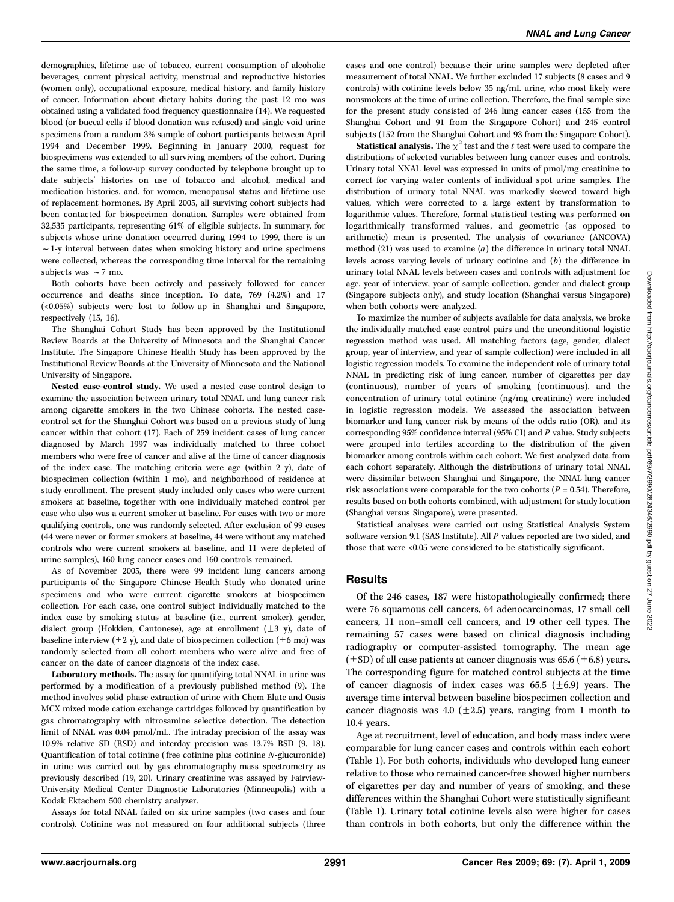demographics, lifetime use of tobacco, current consumption of alcoholic beverages, current physical activity, menstrual and reproductive histories (women only), occupational exposure, medical history, and family history of cancer. Information about dietary habits during the past 12 mo was obtained using a validated food frequency questionnaire (14). We requested blood (or buccal cells if blood donation was refused) and single-void urine specimens from a random 3% sample of cohort participants between April 1994 and December 1999. Beginning in January 2000, request for biospecimens was extended to all surviving members of the cohort. During the same time, a follow-up survey conducted by telephone brought up to date subjects' histories on use of tobacco and alcohol, medical and medication histories, and, for women, menopausal status and lifetime use of replacement hormones. By April 2005, all surviving cohort subjects had been contacted for biospecimen donation. Samples were obtained from 32,535 participants, representing 61% of eligible subjects. In summary, for subjects whose urine donation occurred during 1994 to 1999, there is an ~1-y interval between dates when smoking history and urine specimens were collected, whereas the corresponding time interval for the remaining subjects was ~7 mo.

Both cohorts have been actively and passively followed for cancer occurrence and deaths since inception. To date, 769 (4.2%) and 17 (<0.05%) subjects were lost to follow-up in Shanghai and Singapore, respectively (15, 16).

The Shanghai Cohort Study has been approved by the Institutional Review Boards at the University of Minnesota and the Shanghai Cancer Institute. The Singapore Chinese Health Study has been approved by the Institutional Review Boards at the University of Minnesota and the National University of Singapore.

**Nested case-control study.** We used a nested case-control design to examine the association between urinary total NNAL and lung cancer risk among cigarette smokers in the two Chinese cohorts. The nested case-control set for the Shanghai Cohort was based on a previous study of lung cancer within that cohort (17). Each of 259 incident cases of lung cancer diagnosed by March 1997 was individually matched to three cohort members who were free of cancer and alive at the time of cancer diagnosis of the index case. The matching criteria were age (within 2 y), date of biospecimen collection (within 1 mo), and neighborhood of residence at study enrollment. The present study included only cases who were current smokers at baseline, together with one individually matched control per case who also was a current smoker at baseline. For cases with two or more qualifying controls, one was randomly selected. After exclusion of 99 cases (44 were never or former smokers at baseline, 44 were without any matched controls who were current smokers at baseline, and 11 were depleted of urine samples), 160 lung cancer cases and 160 controls remained.

As of November 2005, there were 99 incident lung cancers among participants of the Singapore Chinese Health Study who donated urine specimens and who were current cigarette smokers at biospecimen collection. For each case, one control subject individually matched to the index case by smoking status at baseline (i.e., current smoker), gender, dialect group (Hokkien, Cantonese), age at enrollment (±3 y), date of baseline interview (±2 y), and date of biospecimen collection (±6 mo) was randomly selected from all cohort members who were alive and free of cancer on the date of cancer diagnosis of the index case.

**Laboratory methods.** The assay for quantifying total NNAL in urine was performed by a modification of a previously published method (9). The method involves solid-phase extraction of urine with Chem-Elute and Oasis MCX mixed mode cation exchange cartridges followed by quantification by gas chromatography with nitrosamine selective detection. The detection limit of NNAL was 0.04 pmol/mL. The intraday precision of the assay was 10.9% relative SD (RSD) and interday precision was 13.7% RSD (9, 18). Quantification of total cotinine (free cotinine plus cotinine *N*-glucuronide) in urine was carried out by gas chromatography-mass spectrometry as previously described (19, 20). Urinary creatinine was assayed by Fairview-University Medical Center Diagnostic Laboratories (Minneapolis) with a Kodak Ektachem 500 chemistry analyzer.

Assays for total NNAL failed on six urine samples (two cases and four controls). Cotinine was not measured on four additional subjects (three cases and one control) because their urine samples were depleted after measurement of total NNAL. We further excluded 17 subjects (8 cases and 9 controls) with cotinine levels below 35 ng/mL urine, who most likely were nonsmokers at the time of urine collection. Therefore, the final sample size for the present study consisted of 246 lung cancer cases (155 from the Shanghai Cohort and 91 from the Singapore Cohort) and 245 control subjects (152 from the Shanghai Cohort and 93 from the Singapore Cohort).

**Statistical analysis.** The $\chi^2$ test and the *t* test were used to compare the distributions of selected variables between lung cancer cases and controls. Urinary total NNAL level was expressed in units of pmol/mg creatinine to correct for varying water contents of individual spot urine samples. The distribution of urinary total NNAL was markedly skewed toward high values, which were corrected to a large extent by transformation to logarithmic values. Therefore, formal statistical testing was performed on logarithmically transformed values, and geometric (as opposed to arithmetic) mean is presented. The analysis of covariance (ANCOVA) method (21) was used to examine (*a*) the difference in urinary total NNAL levels across varying levels of urinary cotinine and (*b*) the difference in urinary total NNAL levels between cases and controls with adjustment for age, year of interview, year of sample collection, gender and dialect group (Singapore subjects only), and study location (Shanghai versus Singapore) when both cohorts were analyzed.

To maximize the number of subjects available for data analysis, we broke the individually matched case-control pairs and the unconditional logistic regression method was used. All matching factors (age, gender, dialect group, year of interview, and year of sample collection) were included in all logistic regression models. To examine the independent role of urinary total NNAL in predicting risk of lung cancer, number of cigarettes per day (continuous), number of years of smoking (continuous), and the concentration of urinary total cotinine (ng/mg creatinine) were included in logistic regression models. We assessed the association between biomarker and lung cancer risk by means of the odds ratio (OR), and its corresponding 95% confidence interval (95% CI) and *P* value. Study subjects were grouped into tertiles according to the distribution of the given biomarker among controls within each cohort. We first analyzed data from each cohort separately. Although the distributions of urinary total NNAL were dissimilar between Shanghai and Singapore, the NNAL-lung cancer risk associations were comparable for the two cohorts ($P = 0.54$). Therefore, results based on both cohorts combined, with adjustment for study location (Shanghai versus Singapore), were presented.

Statistical analyses were carried out using Statistical Analysis System software version 9.1 (SAS Institute). All *P* values reported are two sided, and those that were <0.05 were considered to be statistically significant.

## Results

Of the 246 cases, 187 were histopathologically confirmed; there were 76 squamous cell cancers, 64 adenocarcinomas, 17 small cell cancers, 11 non–small cell cancers, and 19 other cell types. The remaining 57 cases were based on clinical diagnosis including radiography or computer-assisted tomography. The mean age (±SD) of all case patients at cancer diagnosis was 65.6 (±6.8) years. The corresponding figure for matched control subjects at the time of cancer diagnosis of index cases was 65.5 (±6.9) years. The average time interval between baseline biospecimen collection and cancer diagnosis was 4.0 (±2.5) years, ranging from 1 month to 10.4 years.

Age at recruitment, level of education, and body mass index were comparable for lung cancer cases and controls within each cohort (Table 1). For both cohorts, individuals who developed lung cancer relative to those who remained cancer-free showed higher numbers of cigarettes per day and number of years of smoking, and these differences within the Shanghai Cohort were statistically significant (Table 1). Urinary total cotinine levels also were higher for cases than controls in both cohorts, but only the difference within the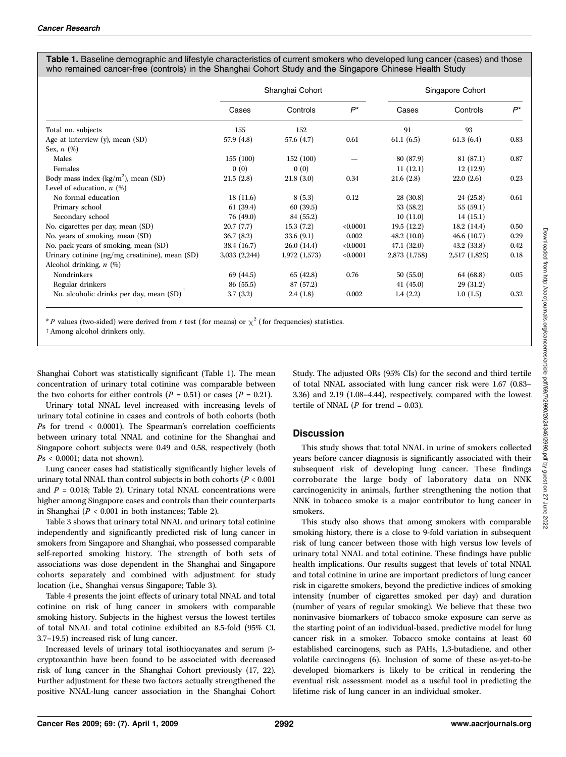**Table 1.** Baseline demographic and lifestyle characteristics of current smokers who developed lung cancer (cases) and those who remained cancer-free (controls) in the Shanghai Cohort Study and the Singapore Chinese Health Study

| | Shanghai Cohort | | | Singapore Cohort | | |
|---|---|---|---|---|---|---|
| | Cases | Controls | $P^*$ | Cases | Controls | $P^*$ |
| Total no. subjects | 155 | 152 | | 91 | 93 | |
| Age at interview (y), mean (SD) | 57.9 (4.8) | 57.6 (4.7) | 0.61 | 61.1 (6.5) | 61.3 (6.4) | 0.83 |
| Sex, *n* (%) | | | | | | |
| Males | 155 (100) | 152 (100) | — | 80 (87.9) | 81 (87.1) | 0.87 |
| Females | 0 (0) | 0 (0) | | 11 (12.1) | 12 (12.9) | |
| Body mass index (kg/m$^2$), mean (SD) | 21.5 (2.8) | 21.8 (3.0) | 0.34 | 21.6 (2.8) | 22.0 (2.6) | 0.23 |
| Level of education, *n* (%) | | | | | | |
| No formal education | 18 (11.6) | 8 (5.3) | 0.12 | 28 (30.8) | 24 (25.8) | 0.61 |
| Primary school | 61 (39.4) | 60 (39.5) | | 53 (58.2) | 55 (59.1) | |
| Secondary school | 76 (49.0) | 84 (55.2) | | 10 (11.0) | 14 (15.1) | |
| No. cigarettes per day, mean (SD) | 20.7 (7.7) | 15.3 (7.2) | <0.0001 | 19.5 (12.2) | 18.2 (14.4) | 0.50 |
| No. years of smoking, mean (SD) | 36.7 (8.2) | 33.6 (9.1) | 0.002 | 48.2 (10.0) | 46.6 (10.7) | 0.29 |
| No. pack-years of smoking, mean (SD) | 38.4 (16.7) | 26.0 (14.4) | <0.0001 | 47.1 (32.0) | 43.2 (33.8) | 0.42 |
| Urinary cotinine (ng/mg creatinine), mean (SD) | 3,033 (2,244) | 1,972 (1,573) | <0.0001 | 2,873 (1,758) | 2,517 (1,825) | 0.18 |
| Alcohol drinking, *n* (%) | | | | | | |
| Nondrinkers | 69 (44.5) | 65 (42.8) | 0.76 | 50 (55.0) | 64 (68.8) | 0.05 |
| Regular drinkers | 86 (55.5) | 87 (57.2) | | 41 (45.0) | 29 (31.2) | |
| No. alcoholic drinks per day, mean (SD) † | 3.7 (3.2) | 2.4 (1.8) | 0.002 | 1.4 (2.2) | 1.0 (1.5) | 0.32 |

\* *P* values (two-sided) were derived from *t* test (for means) or $\chi^2$ (for frequencies) statistics.

† Among alcohol drinkers only.

Shanghai Cohort was statistically significant (Table 1). The mean concentration of urinary total cotinine was comparable between the two cohorts for either controls ($P = 0.51$) or cases ($P = 0.21$).

Urinary total NNAL level increased with increasing levels of urinary total cotinine in cases and controls of both cohorts (both *P*s for trend < 0.0001). The Spearman's correlation coefficients between urinary total NNAL and cotinine for the Shanghai and Singapore cohort subjects were 0.49 and 0.58, respectively (both *P*s < 0.0001; data not shown).

Lung cancer cases had statistically significantly higher levels of urinary total NNAL than control subjects in both cohorts ($P < 0.001$ and $P = 0.018$; Table 2). Urinary total NNAL concentrations were higher among Singapore cases and controls than their counterparts in Shanghai ($P < 0.001$ in both instances; Table 2).

Table 3 shows that urinary total NNAL and urinary total cotinine independently and significantly predicted risk of lung cancer in smokers from Singapore and Shanghai, who possessed comparable self-reported smoking history. The strength of both sets of associations was dose dependent in the Shanghai and Singapore cohorts separately and combined with adjustment for study location (i.e., Shanghai versus Singapore; Table 3).

Table 4 presents the joint effects of urinary total NNAL and total cotinine on risk of lung cancer in smokers with comparable smoking history. Subjects in the highest versus the lowest tertiles of total NNAL and total cotinine exhibited an 8.5-fold (95% CI, 3.7–19.5) increased risk of lung cancer.

Increased levels of urinary total isothiocyanates and serum β-cryptoxanthin have been found to be associated with decreased risk of lung cancer in the Shanghai Cohort previously (17, 22). Further adjustment for these two factors actually strengthened the positive NNAL-lung cancer association in the Shanghai Cohort Study. The adjusted ORs (95% CIs) for the second and third tertile of total NNAL associated with lung cancer risk were 1.67 (0.83–3.36) and 2.19 (1.08–4.44), respectively, compared with the lowest tertile of NNAL (*P* for trend = 0.03).

## Discussion

This study shows that total NNAL in urine of smokers collected years before cancer diagnosis is significantly associated with their subsequent risk of developing lung cancer. These findings corroborate the large body of laboratory data on NNK carcinogenicity in animals, further strengthening the notion that NNK in tobacco smoke is a major contributor to lung cancer in smokers.

This study also shows that among smokers with comparable smoking history, there is a close to 9-fold variation in subsequent risk of lung cancer between those with high versus low levels of urinary total NNAL and total cotinine. These findings have public health implications. Our results suggest that levels of total NNAL and total cotinine in urine are important predictors of lung cancer risk in cigarette smokers, beyond the predictive indices of smoking intensity (number of cigarettes smoked per day) and duration (number of years of regular smoking). We believe that these two noninvasive biomarkers of tobacco smoke exposure can serve as the starting point of an individual-based, predictive model for lung cancer risk in a smoker. Tobacco smoke contains at least 60 established carcinogens, such as PAHs, 1,3-butadiene, and other volatile carcinogens (6). Inclusion of some of these as-yet-to-be developed biomarkers is likely to be critical in rendering the eventual risk assessment model as a useful tool in predicting the lifetime risk of lung cancer in an individual smoker.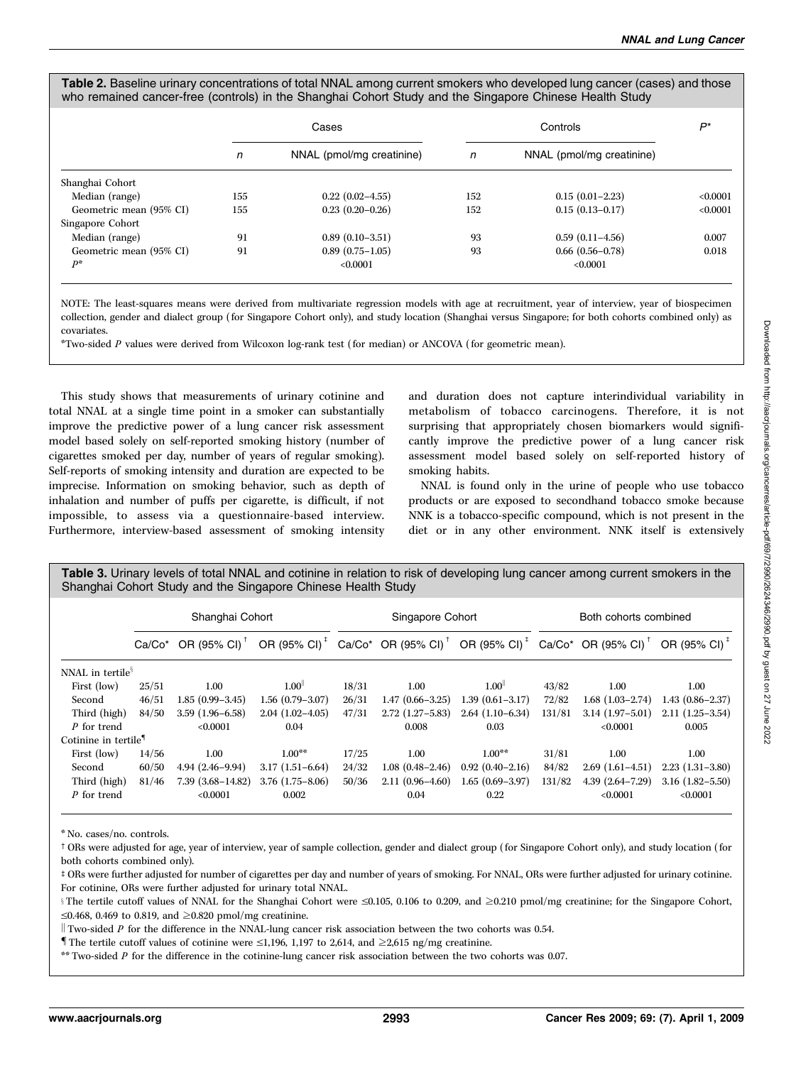**Table 2.** Baseline urinary concentrations of total NNAL among current smokers who developed lung cancer (cases) and those who remained cancer-free (controls) in the Shanghai Cohort Study and the Singapore Chinese Health Study

| | Cases | | Controls | | $P$* |
|---|---|---|---|---|---|
| | $n$ | NNAL (pmol/mg creatinine) | $n$ | NNAL (pmol/mg creatinine) | |
| Shanghai Cohort | | | | | |
| Median (range) | 155 | 0.22 (0.02–4.55) | 152 | 0.15 (0.01–2.23) | <0.0001 |
| Geometric mean (95% CI) | 155 | 0.23 (0.20–0.26) | 152 | 0.15 (0.13–0.17) | <0.0001 |
| Singapore Cohort | | | | | |
| Median (range) | 91 | 0.89 (0.10–3.51) | 93 | 0.59 (0.11–4.56) | 0.007 |
| Geometric mean (95% CI) | 91 | 0.89 (0.75–1.05) | 93 | 0.66 (0.56–0.78) | 0.018 |
| $P$* | | <0.0001 | | <0.0001 | |

NOTE: The least-squares means were derived from multivariate regression models with age at recruitment, year of interview, year of biospecimen collection, gender and dialect group (for Singapore Cohort only), and study location (Shanghai versus Singapore; for both cohorts combined only) as covariates.

*Two-sided $P$ values were derived from Wilcoxon log-rank test (for median) or ANCOVA (for geometric mean).

This study shows that measurements of urinary cotinine and total NNAL at a single time point in a smoker can substantially improve the predictive power of a lung cancer risk assessment model based solely on self-reported smoking history (number of cigarettes smoked per day, number of years of regular smoking). Self-reports of smoking intensity and duration are expected to be imprecise. Information on smoking behavior, such as depth of inhalation and number of puffs per cigarette, is difficult, if not impossible, to assess via a questionnaire-based interview. Furthermore, interview-based assessment of smoking intensity and duration does not capture interindividual variability in metabolism of tobacco carcinogens. Therefore, it is not surprising that appropriately chosen biomarkers would significantly improve the predictive power of a lung cancer risk assessment model based solely on self-reported history of smoking habits.

NNAL is found only in the urine of people who use tobacco products or are exposed to secondhand tobacco smoke because NNK is a tobacco-specific compound, which is not present in the diet or in any other environment. NNK itself is extensively

**Table 3.** Urinary levels of total NNAL and cotinine in relation to risk of developing lung cancer among current smokers in the Shanghai Cohort Study and the Singapore Chinese Health Study

| | Shanghai Cohort | | | Singapore Cohort | | | Both cohorts combined | | |
|---|---|---|---|---|---|---|---|---|---|
| | Ca/Co* | OR (95% CI)[†] | OR (95% CI)[‡] | Ca/Co* | OR (95% CI)[†] | OR (95% CI)[‡] | Ca/Co* | OR (95% CI)[†] | OR (95% CI)[‡] |
| NNAL in tertile[§] | | | | | | | | | |
| First (low) | 25/51 | 1.00 | 1.00[∥] | 18/31 | 1.00 | 1.00[∥] | 43/82 | 1.00 | 1.00 |
| Second | 46/51 | 1.85 (0.99–3.45) | 1.56 (0.79–3.07) | 26/31 | 1.47 (0.66–3.25) | 1.39 (0.61–3.17) | 72/82 | 1.68 (1.03–2.74) | 1.43 (0.86–2.37) |
| Third (high) | 84/50 | 3.59 (1.96–6.58) | 2.04 (1.02–4.05) | 47/31 | 2.72 (1.27–5.83) | 2.64 (1.10–6.34) | 131/81 | 3.14 (1.97–5.01) | 2.11 (1.25–3.54) |
| $P$ for trend | | <0.0001 | 0.04 | | 0.008 | 0.03 | | <0.0001 | 0.005 |
| Cotinine in tertile[¶] | | | | | | | | | |
| First (low) | 14/56 | 1.00 | 1.00** | 17/25 | 1.00 | 1.00** | 31/81 | 1.00 | 1.00 |
| Second | 60/50 | 4.94 (2.46–9.94) | 3.17 (1.51–6.64) | 24/32 | 1.08 (0.48–2.46) | 0.92 (0.40–2.16) | 84/82 | 2.69 (1.61–4.51) | 2.23 (1.31–3.80) |
| Third (high) | 81/46 | 7.39 (3.68–14.82) | 3.76 (1.75–8.06) | 50/36 | 2.11 (0.96–4.60) | 1.65 (0.69–3.97) | 131/82 | 4.39 (2.64–7.29) | 3.16 (1.82–5.50) |
| $P$ for trend | | <0.0001 | 0.002 | | 0.04 | 0.22 | | <0.0001 | <0.0001 |

\* No. cases/no. controls.

† ORs were adjusted for age, year of interview, year of sample collection, gender and dialect group (for Singapore Cohort only), and study location (for both cohorts combined only).

‡ ORs were further adjusted for number of cigarettes per day and number of years of smoking. For NNAL, ORs were further adjusted for urinary cotinine. For cotinine, ORs were further adjusted for urinary total NNAL.

§ The tertile cutoff values of NNAL for the Shanghai Cohort were ≤0.105, 0.106 to 0.209, and ≥0.210 pmol/mg creatinine; for the Singapore Cohort, ≤0.468, 0.469 to 0.819, and ≥0.820 pmol/mg creatinine.

∥ Two-sided $P$ for the difference in the NNAL-lung cancer risk association between the two cohorts was 0.54.

¶ The tertile cutoff values of cotinine were ≤1,196, 1,197 to 2,614, and ≥2,615 ng/mg creatinine.

** Two-sided $P$ for the difference in the cotinine-lung cancer risk association between the two cohorts was 0.07.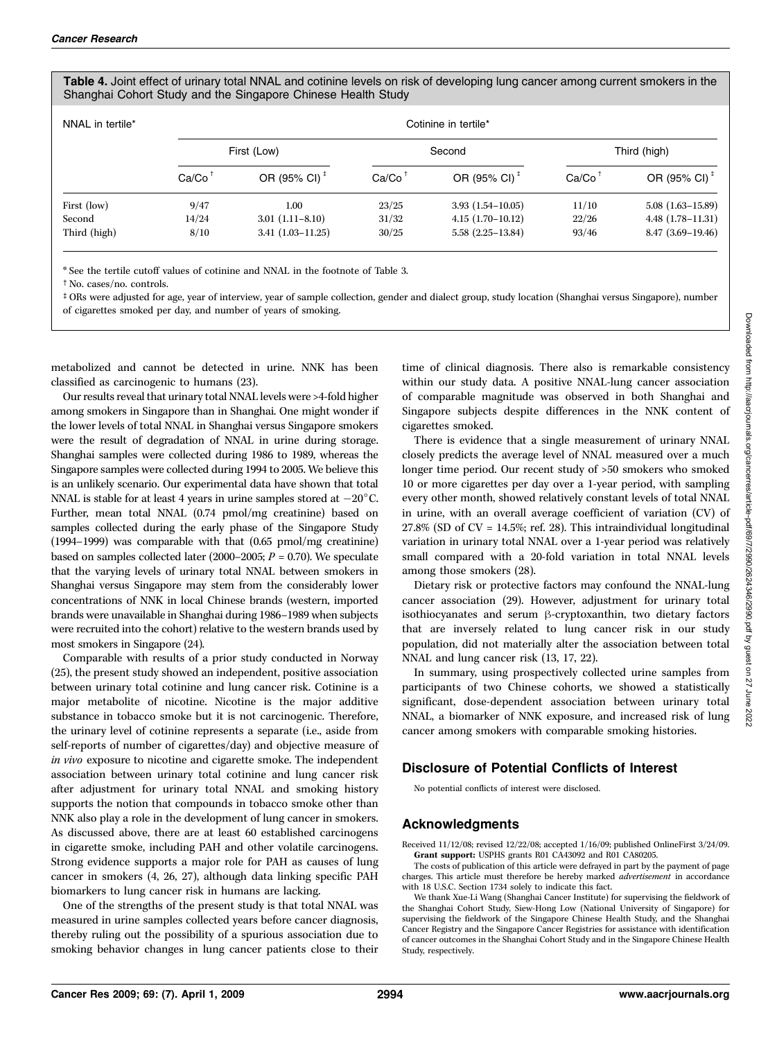**Table 4.** Joint effect of urinary total NNAL and cotinine levels on risk of developing lung cancer among current smokers in the Shanghai Cohort Study and the Singapore Chinese Health Study

| NNAL in tertile* | Cotinine in tertile* | | | | | |
|---|---|---|---|---|---|---|
| | First (Low) | | Second | | Third (high) | |
| | Ca/Co [†] | OR (95% CI) [‡] | Ca/Co [†] | OR (95% CI) [‡] | Ca/Co [†] | OR (95% CI) [‡] |
| First (low) | 9/47 | 1.00 | 23/25 | 3.93 (1.54–10.05) | 11/10 | 5.08 (1.63–15.89) |
| Second | 14/24 | 3.01 (1.11–8.10) | 31/32 | 4.15 (1.70–10.12) | 22/26 | 4.48 (1.78–11.31) |
| Third (high) | 8/10 | 3.41 (1.03–11.25) | 30/25 | 5.58 (2.25–13.84) | 93/46 | 8.47 (3.69–19.46) |

\* See the tertile cutoff values of cotinine and NNAL in the footnote of Table 3.

† No. cases/no. controls.

‡ ORs were adjusted for age, year of interview, year of sample collection, gender and dialect group, study location (Shanghai versus Singapore), number of cigarettes smoked per day, and number of years of smoking.

metabolized and cannot be detected in urine. NNK has been classified as carcinogenic to humans (23).

Our results reveal that urinary total NNAL levels were >4-fold higher among smokers in Singapore than in Shanghai. One might wonder if the lower levels of total NNAL in Shanghai versus Singapore smokers were the result of degradation of NNAL in urine during storage. Shanghai samples were collected during 1986 to 1989, whereas the Singapore samples were collected during 1994 to 2005. We believe this is an unlikely scenario. Our experimental data have shown that total NNAL is stable for at least 4 years in urine samples stored at $-20^{\circ}$C. Further, mean total NNAL (0.74 pmol/mg creatinine) based on samples collected during the early phase of the Singapore Study (1994–1999) was comparable with that (0.65 pmol/mg creatinine) based on samples collected later (2000–2005; $P = 0.70$). We speculate that the varying levels of urinary total NNAL between smokers in Shanghai versus Singapore may stem from the considerably lower concentrations of NNK in local Chinese brands (western, imported brands were unavailable in Shanghai during 1986–1989 when subjects were recruited into the cohort) relative to the western brands used by most smokers in Singapore (24).

Comparable with results of a prior study conducted in Norway (25), the present study showed an independent, positive association between urinary total cotinine and lung cancer risk. Cotinine is a major metabolite of nicotine. Nicotine is the major additive substance in tobacco smoke but it is not carcinogenic. Therefore, the urinary level of cotinine represents a separate (i.e., aside from self-reports of number of cigarettes/day) and objective measure of *in vivo* exposure to nicotine and cigarette smoke. The independent association between urinary total cotinine and lung cancer risk after adjustment for urinary total NNAL and smoking history supports the notion that compounds in tobacco smoke other than NNK also play a role in the development of lung cancer in smokers. As discussed above, there are at least 60 established carcinogens in cigarette smoke, including PAH and other volatile carcinogens. Strong evidence supports a major role for PAH as causes of lung cancer in smokers (4, 26, 27), although data linking specific PAH biomarkers to lung cancer risk in humans are lacking.

One of the strengths of the present study is that total NNAL was measured in urine samples collected years before cancer diagnosis, thereby ruling out the possibility of a spurious association due to smoking behavior changes in lung cancer patients close to their time of clinical diagnosis. There also is remarkable consistency within our study data. A positive NNAL-lung cancer association of comparable magnitude was observed in both Shanghai and Singapore subjects despite differences in the NNK content of cigarettes smoked.

There is evidence that a single measurement of urinary NNAL closely predicts the average level of NNAL measured over a much longer time period. Our recent study of >50 smokers who smoked 10 or more cigarettes per day over a 1-year period, with sampling every other month, showed relatively constant levels of total NNAL in urine, with an overall average coefficient of variation (CV) of 27.8% (SD of CV = 14.5%; ref. 28). This intraindividual longitudinal variation in urinary total NNAL over a 1-year period was relatively small compared with a 20-fold variation in total NNAL levels among those smokers (28).

Dietary risk or protective factors may confound the NNAL-lung cancer association (29). However, adjustment for urinary total isothiocyanates and serum β-cryptoxanthin, two dietary factors that are inversely related to lung cancer risk in our study population, did not materially alter the association between total NNAL and lung cancer risk (13, 17, 22).

In summary, using prospectively collected urine samples from participants of two Chinese cohorts, we showed a statistically significant, dose-dependent association between urinary total NNAL, a biomarker of NNK exposure, and increased risk of lung cancer among smokers with comparable smoking histories.

## Disclosure of Potential Conflicts of Interest

No potential conflicts of interest were disclosed.

## Acknowledgments

Received 11/12/08; revised 12/22/08; accepted 1/16/09; published OnlineFirst 3/24/09.

**Grant support:** USPHS grants R01 CA43092 and R01 CA80205.

The costs of publication of this article were defrayed in part by the payment of page charges. This article must therefore be hereby marked *advertisement* in accordance with 18 U.S.C. Section 1734 solely to indicate this fact.

We thank Xue-Li Wang (Shanghai Cancer Institute) for supervising the fieldwork of the Shanghai Cohort Study, Siew-Hong Low (National University of Singapore) for supervising the fieldwork of the Singapore Chinese Health Study, and the Shanghai Cancer Registry and the Singapore Cancer Registries for assistance with identification of cancer outcomes in the Shanghai Cohort Study and in the Singapore Chinese Health Study, respectively.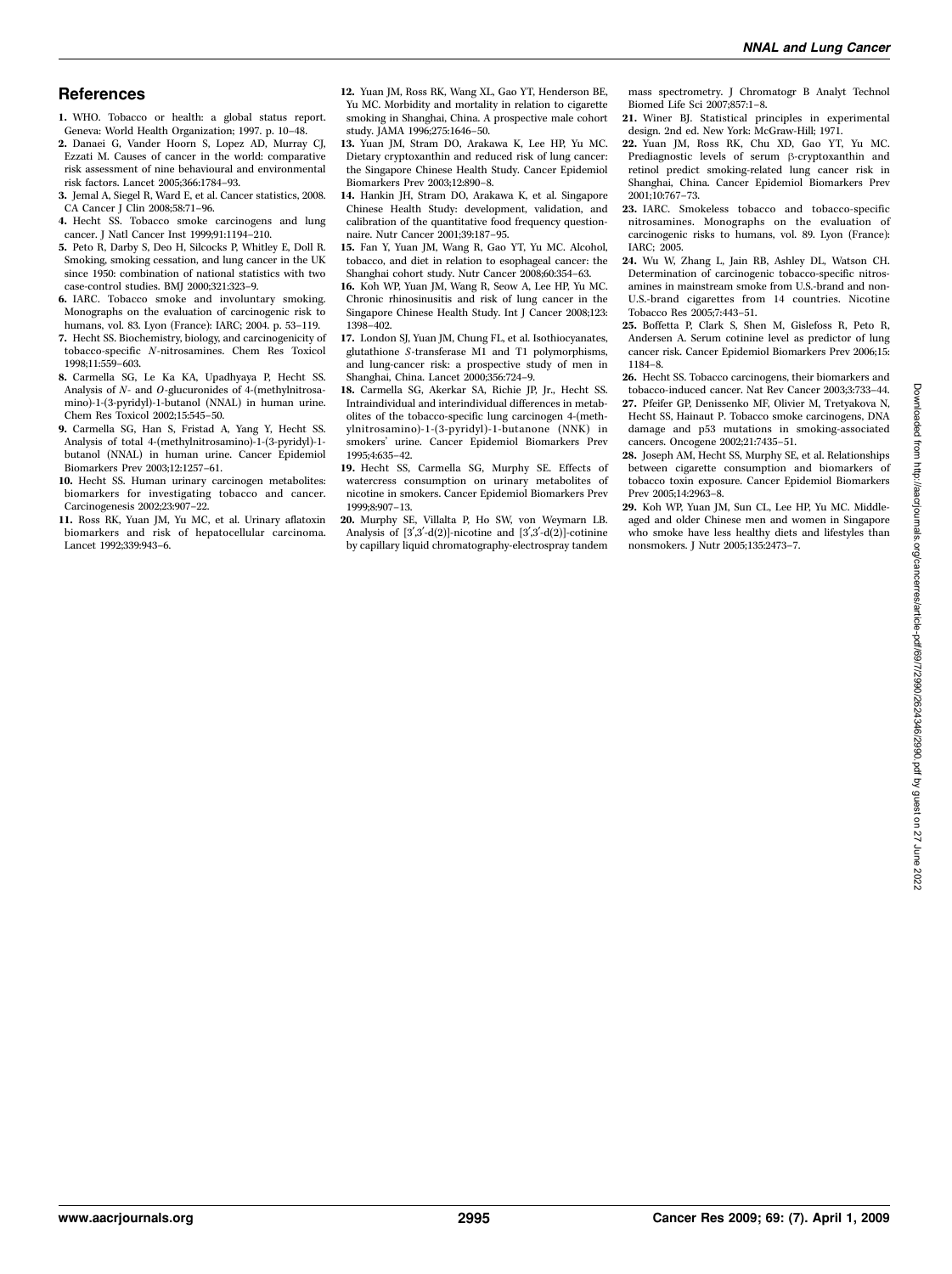## References

1. WHO. Tobacco or health: a global status report. Geneva: World Health Organization; 1997. p. 10–48.
2. Danaei G, Vander Hoorn S, Lopez AD, Murray CJ, Ezzati M. Causes of cancer in the world: comparative risk assessment of nine behavioural and environmental risk factors. Lancet 2005;366:1784–93.
3. Jemal A, Siegel R, Ward E, et al. Cancer statistics, 2008. CA Cancer J Clin 2008;58:71–96.
4. Hecht SS. Tobacco smoke carcinogens and lung cancer. J Natl Cancer Inst 1999;91:1194–210.
5. Peto R, Darby S, Deo H, Silcocks P, Whitley E, Doll R. Smoking, smoking cessation, and lung cancer in the UK since 1950: combination of national statistics with two case-control studies. BMJ 2000;321:323–9.
6. IARC. Tobacco smoke and involuntary smoking. Monographs on the evaluation of carcinogenic risk to humans, vol. 83. Lyon (France): IARC; 2004. p. 53–119.
7. Hecht SS. Biochemistry, biology, and carcinogenicity of tobacco-specific *N*-nitrosamines. Chem Res Toxicol 1998;11:559–603.
8. Carmella SG, Le Ka KA, Upadhyaya P, Hecht SS. Analysis of *N*- and *O*-glucuronides of 4-(methylnitrosamino)-1-(3-pyridyl)-1-butanol (NNAL) in human urine. Chem Res Toxicol 2002;15:545–50.
9. Carmella SG, Han S, Fristad A, Yang Y, Hecht SS. Analysis of total 4-(methylnitrosamino)-1-(3-pyridyl)-1-butanol (NNAL) in human urine. Cancer Epidemiol Biomarkers Prev 2003;12:1257–61.
10. Hecht SS. Human urinary carcinogen metabolites: biomarkers for investigating tobacco and cancer. Carcinogenesis 2002;23:907–22.
11. Ross RK, Yuan JM, Yu MC, et al. Urinary aflatoxin biomarkers and risk of hepatocellular carcinoma. Lancet 1992;339:943–6.
12. Yuan JM, Ross RK, Wang XL, Gao YT, Henderson BE, Yu MC. Morbidity and mortality in relation to cigarette smoking in Shanghai, China. A prospective male cohort study. JAMA 1996;275:1646–50.
13. Yuan JM, Stram DO, Arakawa K, Lee HP, Yu MC. Dietary cryptoxanthin and reduced risk of lung cancer: the Singapore Chinese Health Study. Cancer Epidemiol Biomarkers Prev 2003;12:890–8.
14. Hankin JH, Stram DO, Arakawa K, et al. Singapore Chinese Health Study: development, validation, and calibration of the quantitative food frequency questionnaire. Nutr Cancer 2001;39:187–95.
15. Fan Y, Yuan JM, Wang R, Gao YT, Yu MC. Alcohol, tobacco, and diet in relation to esophageal cancer: the Shanghai cohort study. Nutr Cancer 2008;60:354–63.
16. Koh WP, Yuan JM, Wang R, Seow A, Lee HP, Yu MC. Chronic rhinosinusitis and risk of lung cancer in the Singapore Chinese Health Study. Int J Cancer 2008;123:1398–402.
17. London SJ, Yuan JM, Chung FL, et al. Isothiocyanates, glutathione *S*-transferase M1 and T1 polymorphisms, and lung-cancer risk: a prospective study of men in Shanghai, China. Lancet 2000;356:724–9.
18. Carmella SG, Akerkar SA, Richie JP, Jr., Hecht SS. Intraindividual and interindividual differences in metabolites of the tobacco-specific lung carcinogen 4-(methylnitrosamino)-1-(3-pyridyl)-1-butanone (NNK) in smokers' urine. Cancer Epidemiol Biomarkers Prev 1995;4:635–42.
19. Hecht SS, Carmella SG, Murphy SE. Effects of watercress consumption on urinary metabolites of nicotine in smokers. Cancer Epidemiol Biomarkers Prev 1999;8:907–13.
20. Murphy SE, Villalta P, Ho SW, von Weymarn LB. Analysis of [3′,3′-d(2)]-nicotine and [3′,3′-d(2)]-cotinine by capillary liquid chromatography-electrospray tandem mass spectrometry. J Chromatogr B Analyt Technol Biomed Life Sci 2007;857:1–8.
21. Winer BJ. Statistical principles in experimental design. 2nd ed. New York: McGraw-Hill; 1971.
22. Yuan JM, Ross RK, Chu XD, Gao YT, Yu MC. Prediagnostic levels of serum β-cryptoxanthin and retinol predict smoking-related lung cancer risk in Shanghai, China. Cancer Epidemiol Biomarkers Prev 2001;10:767–73.
23. IARC. Smokeless tobacco and tobacco-specific nitrosamines. Monographs on the evaluation of carcinogenic risks to humans, vol. 89. Lyon (France): IARC; 2005.
24. Wu W, Zhang L, Jain RB, Ashley DL, Watson CH. Determination of carcinogenic tobacco-specific nitrosamines in mainstream smoke from U.S.-brand and non-U.S.-brand cigarettes from 14 countries. Nicotine Tobacco Res 2005;7:443–51.
25. Boffetta P, Clark S, Shen M, Gislefoss R, Peto R, Andersen A. Serum cotinine level as predictor of lung cancer risk. Cancer Epidemiol Biomarkers Prev 2006;15:1184–8.
26. Hecht SS. Tobacco carcinogens, their biomarkers and tobacco-induced cancer. Nat Rev Cancer 2003;3:733–44.
27. Pfeifer GP, Denissenko MF, Olivier M, Tretyakova N, Hecht SS, Hainaut P. Tobacco smoke carcinogens, DNA damage and p53 mutations in smoking-associated cancers. Oncogene 2002;21:7435–51.
28. Joseph AM, Hecht SS, Murphy SE, et al. Relationships between cigarette consumption and biomarkers of tobacco toxin exposure. Cancer Epidemiol Biomarkers Prev 2005;14:2963–8.
29. Koh WP, Yuan JM, Sun CL, Lee HP, Yu MC. Middle-aged and older Chinese men and women in Singapore who smoke have less healthy diets and lifestyles than nonsmokers. J Nutr 2005;135:2473–7.